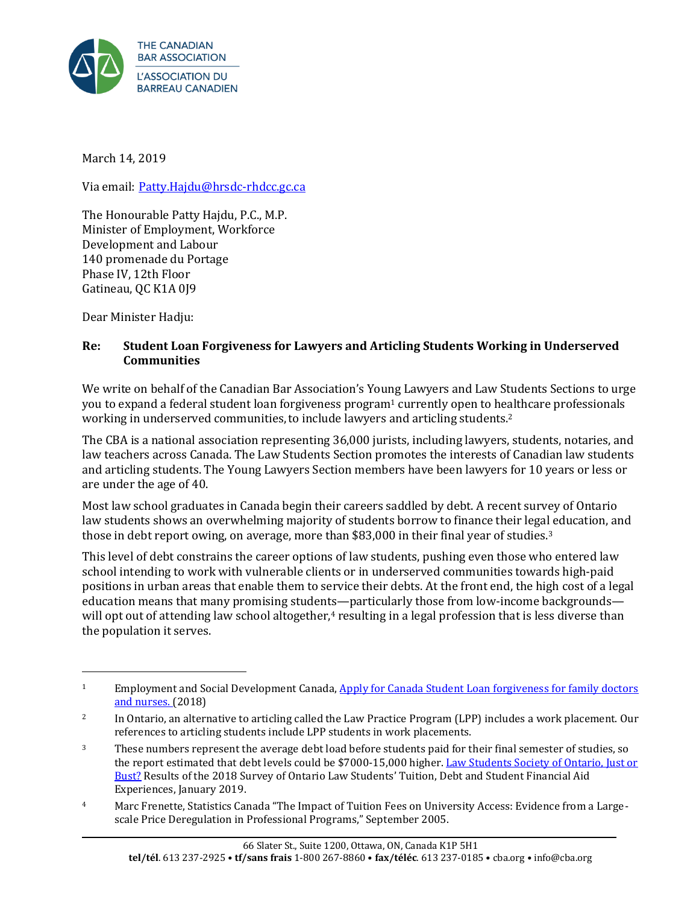THE CANADIAN BAR ASSOCIATION
L'ASSOCIATION DU BARREAU CANADIEN

March 14, 2019

Via email: Patty.Hajdu@hrsdc-rhdcc.gc.ca

The Honourable Patty Hajdu, P.C., M.P.
Minister of Employment, Workforce
Development and Labour
140 promenade du Portage
Phase IV, 12th Floor
Gatineau, QC K1A 0J9

Dear Minister Hadju:

**Re: Student Loan Forgiveness for Lawyers and Articling Students Working in Underserved Communities**

We write on behalf of the Canadian Bar Association's Young Lawyers and Law Students Sections to urge you to expand a federal student loan forgiveness program[1] currently open to healthcare professionals working in underserved communities, to include lawyers and articling students.[2]

The CBA is a national association representing 36,000 jurists, including lawyers, students, notaries, and law teachers across Canada. The Law Students Section promotes the interests of Canadian law students and articling students. The Young Lawyers Section members have been lawyers for 10 years or less or are under the age of 40.

Most law school graduates in Canada begin their careers saddled by debt. A recent survey of Ontario law students shows an overwhelming majority of students borrow to finance their legal education, and those in debt report owing, on average, more than $83,000 in their final year of studies.[3]

This level of debt constrains the career options of law students, pushing even those who entered law school intending to work with vulnerable clients or in underserved communities towards high-paid positions in urban areas that enable them to service their debts. At the front end, the high cost of a legal education means that many promising students—particularly those from low-income backgrounds—will opt out of attending law school altogether,[4] resulting in a legal profession that is less diverse than the population it serves.

---

[1] Employment and Social Development Canada, Apply for Canada Student Loan forgiveness for family doctors and nurses. (2018)

[2] In Ontario, an alternative to articling called the Law Practice Program (LPP) includes a work placement. Our references to articling students include LPP students in work placements.

[3] These numbers represent the average debt load before students paid for their final semester of studies, so the report estimated that debt levels could be $7000-15,000 higher. Law Students Society of Ontario, Just or Bust? Results of the 2018 Survey of Ontario Law Students' Tuition, Debt and Student Financial Aid Experiences, January 2019.

[4] Marc Frenette, Statistics Canada "The Impact of Tuition Fees on University Access: Evidence from a Large-scale Price Deregulation in Professional Programs," September 2005.

66 Slater St., Suite 1200, Ottawa, ON, Canada K1P 5H1
**tel/tél**. 613 237-2925 • **tf/sans frais** 1-800 267-8860 • **fax/téléc**. 613 237-0185 • cba.org • info@cba.org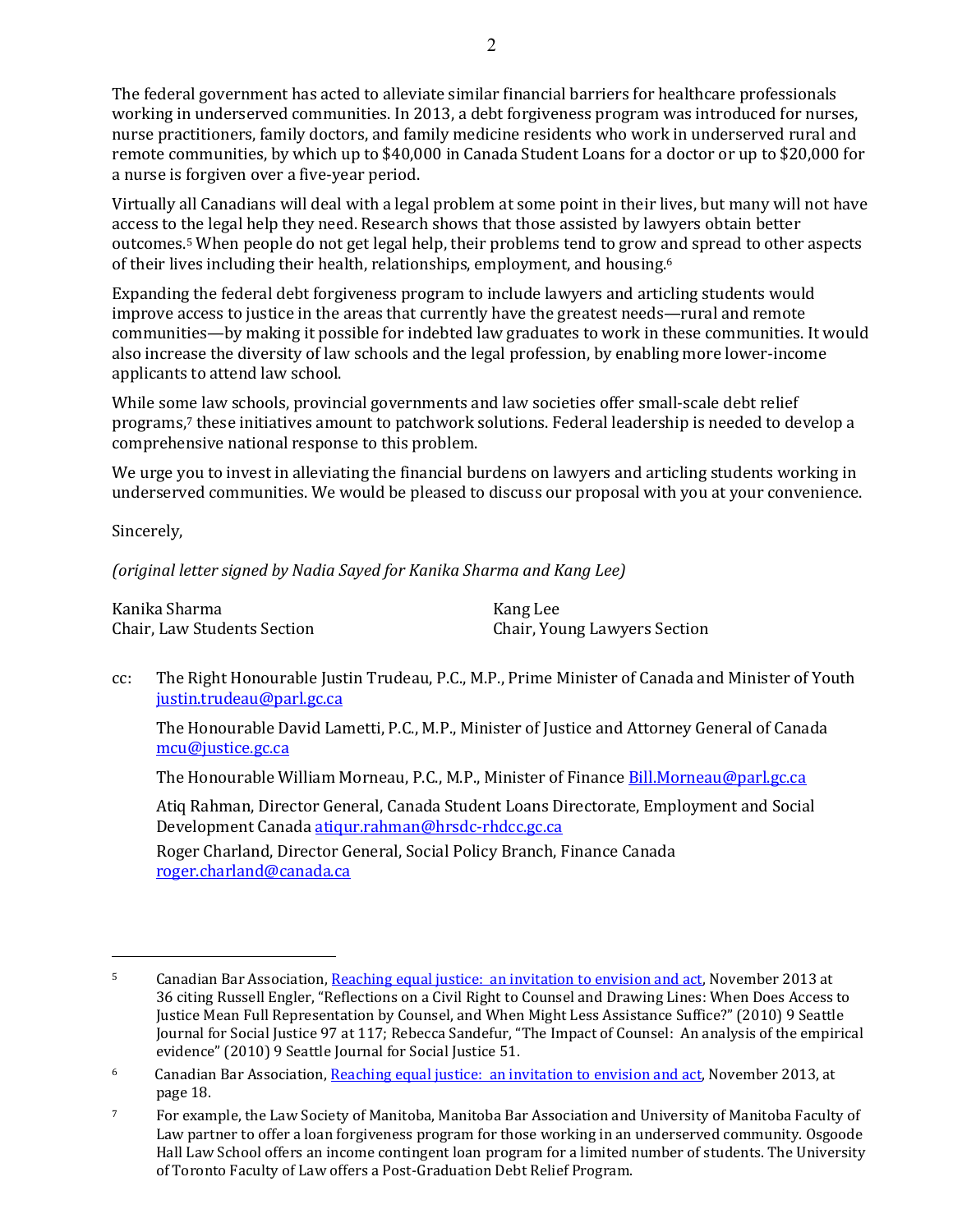The federal government has acted to alleviate similar financial barriers for healthcare professionals working in underserved communities. In 2013, a debt forgiveness program was introduced for nurses, nurse practitioners, family doctors, and family medicine residents who work in underserved rural and remote communities, by which up to $40,000 in Canada Student Loans for a doctor or up to $20,000 for a nurse is forgiven over a five-year period.

Virtually all Canadians will deal with a legal problem at some point in their lives, but many will not have access to the legal help they need. Research shows that those assisted by lawyers obtain better outcomes.[5] When people do not get legal help, their problems tend to grow and spread to other aspects of their lives including their health, relationships, employment, and housing.[6]

Expanding the federal debt forgiveness program to include lawyers and articling students would improve access to justice in the areas that currently have the greatest needs—rural and remote communities—by making it possible for indebted law graduates to work in these communities. It would also increase the diversity of law schools and the legal profession, by enabling more lower-income applicants to attend law school.

While some law schools, provincial governments and law societies offer small-scale debt relief programs,[7] these initiatives amount to patchwork solutions. Federal leadership is needed to develop a comprehensive national response to this problem.

We urge you to invest in alleviating the financial burdens on lawyers and articling students working in underserved communities. We would be pleased to discuss our proposal with you at your convenience.

Sincerely,

*(original letter signed by Nadia Sayed for Kanika Sharma and Kang Lee)*

Kanika Sharma
Chair, Law Students Section

Kang Lee
Chair, Young Lawyers Section

cc: The Right Honourable Justin Trudeau, P.C., M.P., Prime Minister of Canada and Minister of Youth justin.trudeau@parl.gc.ca

The Honourable David Lametti, P.C., M.P., Minister of Justice and Attorney General of Canada mcu@justice.gc.ca

The Honourable William Morneau, P.C., M.P., Minister of Finance Bill.Morneau@parl.gc.ca

Atiq Rahman, Director General, Canada Student Loans Directorate, Employment and Social Development Canada atiqur.rahman@hrsdc-rhdcc.gc.ca

Roger Charland, Director General, Social Policy Branch, Finance Canada roger.charland@canada.ca

---

[5] Canadian Bar Association, Reaching equal justice: an invitation to envision and act, November 2013 at 36 citing Russell Engler, "Reflections on a Civil Right to Counsel and Drawing Lines: When Does Access to Justice Mean Full Representation by Counsel, and When Might Less Assistance Suffice?" (2010) 9 Seattle Journal for Social Justice 97 at 117; Rebecca Sandefur, "The Impact of Counsel: An analysis of the empirical evidence" (2010) 9 Seattle Journal for Social Justice 51.

[6] Canadian Bar Association, Reaching equal justice: an invitation to envision and act, November 2013, at page 18.

[7] For example, the Law Society of Manitoba, Manitoba Bar Association and University of Manitoba Faculty of Law partner to offer a loan forgiveness program for those working in an underserved community. Osgoode Hall Law School offers an income contingent loan program for a limited number of students. The University of Toronto Faculty of Law offers a Post-Graduation Debt Relief Program.